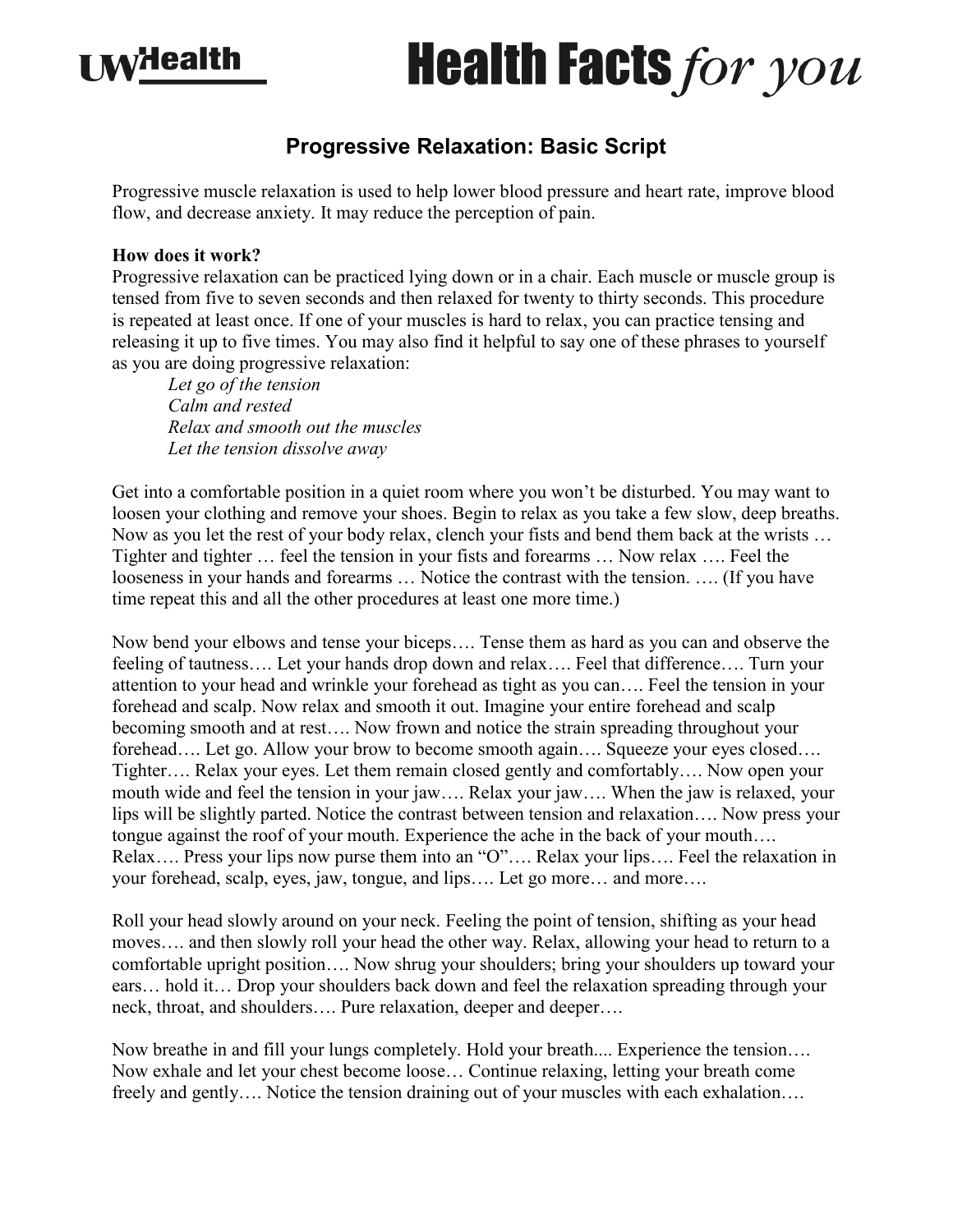# Progressive Relaxation: Basic Script

Progressive muscle relaxation is used to help lower blood pressure and heart rate, improve blood flow, and decrease anxiety. It may reduce the perception of pain.

**How does it work?**

Progressive relaxation can be practiced lying down or in a chair. Each muscle or muscle group is tensed from five to seven seconds and then relaxed for twenty to thirty seconds. This procedure is repeated at least once. If one of your muscles is hard to relax, you can practice tensing and releasing it up to five times. You may also find it helpful to say one of these phrases to yourself as you are doing progressive relaxation:

*Let go of the tension*
*Calm and rested*
*Relax and smooth out the muscles*
*Let the tension dissolve away*

Get into a comfortable position in a quiet room where you won't be disturbed. You may want to loosen your clothing and remove your shoes. Begin to relax as you take a few slow, deep breaths. Now as you let the rest of your body relax, clench your fists and bend them back at the wrists … Tighter and tighter … feel the tension in your fists and forearms … Now relax …. Feel the looseness in your hands and forearms … Notice the contrast with the tension. …. (If you have time repeat this and all the other procedures at least one more time.)

Now bend your elbows and tense your biceps…. Tense them as hard as you can and observe the feeling of tautness…. Let your hands drop down and relax…. Feel that difference…. Turn your attention to your head and wrinkle your forehead as tight as you can…. Feel the tension in your forehead and scalp. Now relax and smooth it out. Imagine your entire forehead and scalp becoming smooth and at rest…. Now frown and notice the strain spreading throughout your forehead…. Let go. Allow your brow to become smooth again…. Squeeze your eyes closed…. Tighter…. Relax your eyes. Let them remain closed gently and comfortably…. Now open your mouth wide and feel the tension in your jaw…. Relax your jaw…. When the jaw is relaxed, your lips will be slightly parted. Notice the contrast between tension and relaxation…. Now press your tongue against the roof of your mouth. Experience the ache in the back of your mouth…. Relax…. Press your lips now purse them into an "O"…. Relax your lips…. Feel the relaxation in your forehead, scalp, eyes, jaw, tongue, and lips…. Let go more… and more….

Roll your head slowly around on your neck. Feeling the point of tension, shifting as your head moves…. and then slowly roll your head the other way. Relax, allowing your head to return to a comfortable upright position…. Now shrug your shoulders; bring your shoulders up toward your ears… hold it… Drop your shoulders back down and feel the relaxation spreading through your neck, throat, and shoulders…. Pure relaxation, deeper and deeper….

Now breathe in and fill your lungs completely. Hold your breath.... Experience the tension…. Now exhale and let your chest become loose… Continue relaxing, letting your breath come freely and gently…. Notice the tension draining out of your muscles with each exhalation….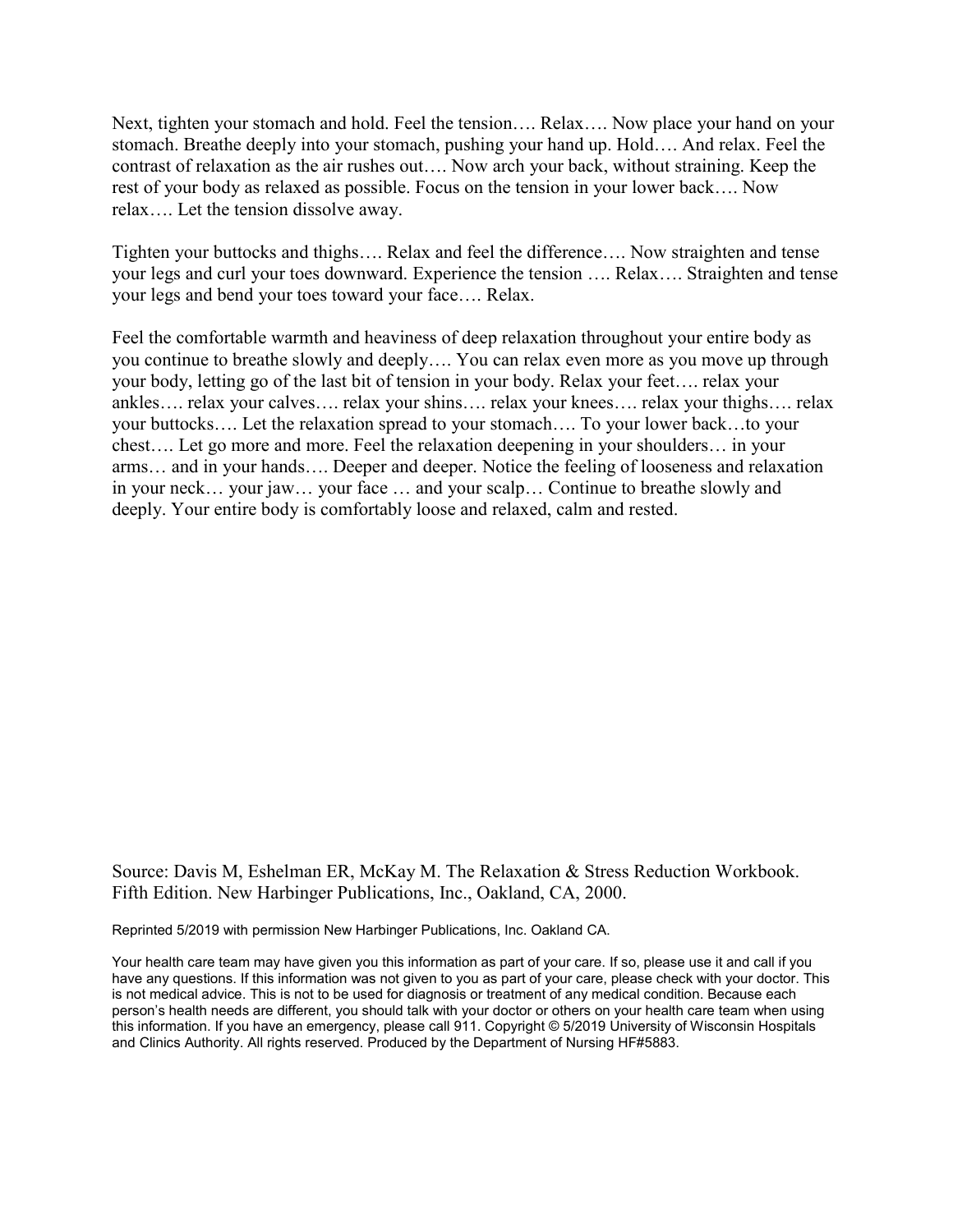Next, tighten your stomach and hold. Feel the tension…. Relax…. Now place your hand on your stomach. Breathe deeply into your stomach, pushing your hand up. Hold…. And relax. Feel the contrast of relaxation as the air rushes out…. Now arch your back, without straining. Keep the rest of your body as relaxed as possible. Focus on the tension in your lower back…. Now relax…. Let the tension dissolve away.

Tighten your buttocks and thighs…. Relax and feel the difference…. Now straighten and tense your legs and curl your toes downward. Experience the tension …. Relax…. Straighten and tense your legs and bend your toes toward your face…. Relax.

Feel the comfortable warmth and heaviness of deep relaxation throughout your entire body as you continue to breathe slowly and deeply…. You can relax even more as you move up through your body, letting go of the last bit of tension in your body. Relax your feet…. relax your ankles…. relax your calves…. relax your shins…. relax your knees…. relax your thighs…. relax your buttocks…. Let the relaxation spread to your stomach…. To your lower back…to your chest…. Let go more and more. Feel the relaxation deepening in your shoulders… in your arms… and in your hands…. Deeper and deeper. Notice the feeling of looseness and relaxation in your neck… your jaw… your face … and your scalp… Continue to breathe slowly and deeply. Your entire body is comfortably loose and relaxed, calm and rested.

Source: Davis M, Eshelman ER, McKay M. The Relaxation & Stress Reduction Workbook. Fifth Edition. New Harbinger Publications, Inc., Oakland, CA, 2000.

Reprinted 5/2019 with permission New Harbinger Publications, Inc. Oakland CA.

Your health care team may have given you this information as part of your care. If so, please use it and call if you have any questions. If this information was not given to you as part of your care, please check with your doctor. This is not medical advice. This is not to be used for diagnosis or treatment of any medical condition. Because each person's health needs are different, you should talk with your doctor or others on your health care team when using this information. If you have an emergency, please call 911. Copyright © 5/2019 University of Wisconsin Hospitals and Clinics Authority. All rights reserved. Produced by the Department of Nursing HF#5883.